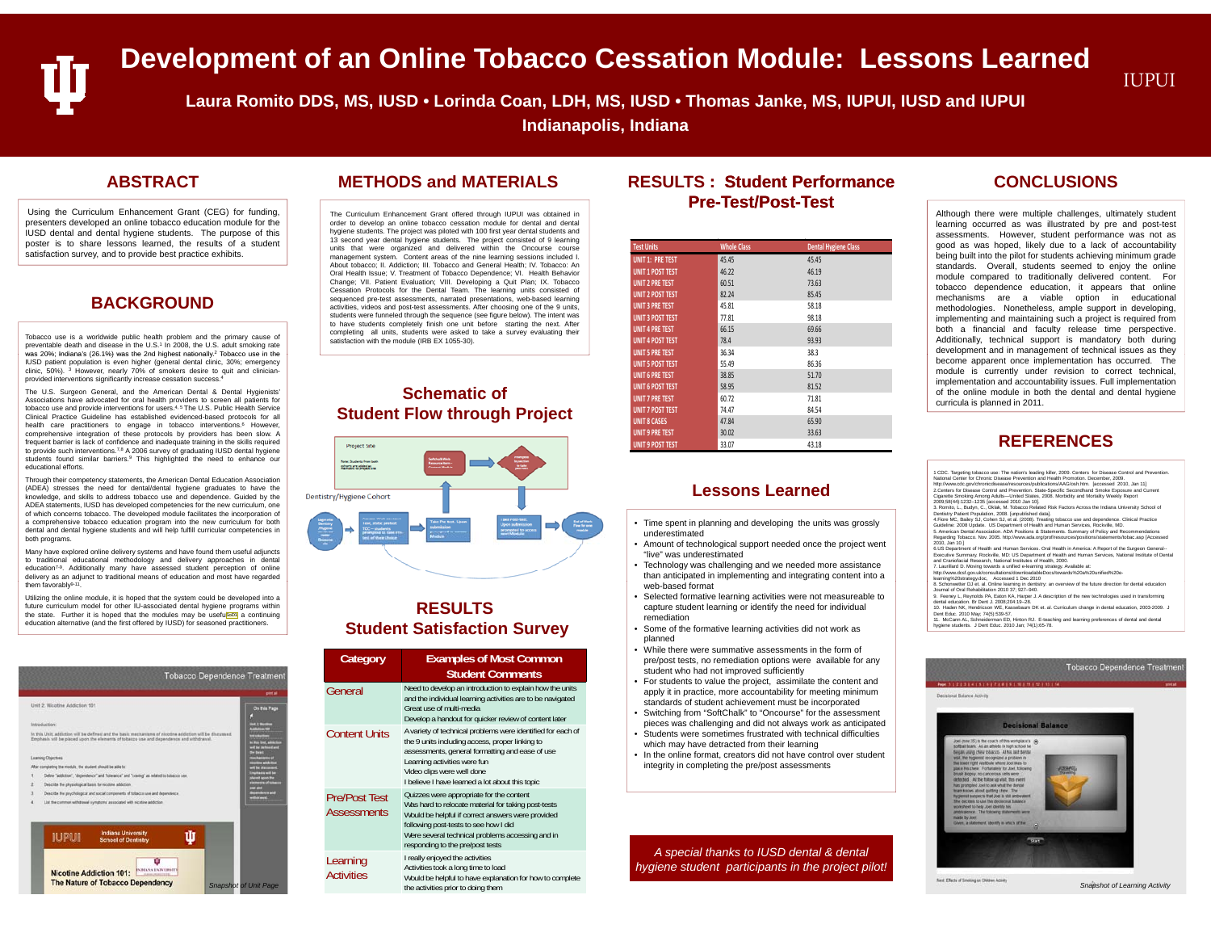# Development of an Online Tobacco Cessation Module: Lessons Learned

**Laura Romito DDS, MS, IUSD • Lorinda Coan, LDH, MS, IUSD • Thomas Janke, MS, IUPUI, IUSD and IUPUI**

**Indianapolis, Indiana**

IUPUI

## ABSTRACT

Using the Curriculum Enhancement Grant (CEG) for funding, presenters developed an online tobacco education module for the IUSD dental and dental hygiene students. The purpose of this poster is to share lessons learned, the results of a student satisfaction survey, and to provide best practice exhibits.

## BACKGROUND

Tobacco use is a worldwide public health problem and the primary cause of preventable death and disease in the U.S.[1] In 2008, the U.S. adult smoking rate was 20%; Indiana's (26.1%) was the 2nd highest nationally.[2] Tobacco use in the IUSD patient population is even higher (general dental clinic, 30%; emergency clinic, 50%). [3] However, nearly 70% of smokers desire to quit and clinician-provided interventions significantly increase cessation success.[4]

The U.S. Surgeon General, and the American Dental & Dental Hygienists' Associations have advocated for oral health providers to screen all patients for tobacco use and provide interventions for users.[4,5] The U.S. Public Health Service Clinical Practice Guideline has established evidenced-based protocols for all health care practitioners to engage in tobacco interventions.[6] However, comprehensive integration of these protocols by providers has been slow. A frequent barrier is lack of confidence and inadequate training in the skills required to provide such interventions.[7,8] A 2006 survey of graduating IUSD dental hygiene students found similar barriers.[9] This highlighted the need to enhance our educational efforts.

Through their competency statements, the American Dental Education Association (ADEA) stresses the need for dental/dental hygiene graduates to have the knowledge, and skills to address tobacco use and dependence. Guided by the ADEA statements, IUSD has developed competencies for the new curriculum, one of which concerns tobacco. The developed module facilitates the incorporation of a comprehensive tobacco education program into the new curriculum for both dental and dental hygiene students and will help fulfill competencies in both programs.

Many have explored online delivery systems and have found them useful adjuncts to traditional educational methodology and delivery approaches in dental education[7-9]. Additionally many have assessed student perception of online delivery as an adjunct to traditional means of education and most have regarded them favorably[8-11].

Utilizing the online module, it is hoped that the system could be developed into a future curriculum model for other IU-associated dental hygiene programs within the state. Further it is hoped that the modules may be useful as a continuing education alternative (and the first offered by IUSD) for seasoned practitioners.

Snapshot of Unit Page

## METHODS and MATERIALS

The Curriculum Enhancement Grant offered through IUPUI was obtained in order to develop an online tobacco cessation module for dental and dental hygiene students. The project was piloted with 100 first year dental students and 13 second year dental hygiene students. The project consisted of 9 learning units that were organized and delivered within the Oncourse course management system. Content areas of the nine learning sessions included I. About tobacco; II. Addiction; III. Tobacco and General Health; IV. Tobacco: An Oral Health Issue; V. Treatment of Tobacco Dependence; VI. Health Behavior Change; VII. Patient Evaluation; VIII. Developing a Quit Plan; IX. Tobacco Cessation Protocols for the Dental Team. The learning units consisted of sequenced pre-test assessments, narrated presentations, web-based learning activities, videos and post-test assessments. After choosing one of the 9 units, students were funneled through the sequence (see figure below). The intent was to have students completely finish one unit before starting the next. After completing all units, students were asked to take a survey evaluating their satisfaction with the module (IRB EX 1055-30).

## Schematic of Student Flow through Project

## RESULTS Student Satisfaction Survey

| Category | Examples of Most Common Student Comments |
|---|---|
| General | Need to develop an introduction to explain how the units and the individual learning activities are to be navigated<br>Great use of multi-media<br>Develop a handout for quicker review of content later |
| Content Units | A variety of technical problems were identified for each of the 9 units including access, proper linking to assessments, general formatting and ease of use<br>Learning activities were fun<br>Video clips were well done<br>I believe I have learned a lot about this topic |
| Pre/Post Test Assessments | Quizzes were appropriate for the content<br>Was hard to relocate material for taking post-tests<br>Would be helpful if correct answers were provided following post-tests to see how I did<br>Were several technical problems accessing and in responding to the pre/post tests |
| Learning Activities | I really enjoyed the activities<br>Activities took a long time to load<br>Would be helpful to have explanation for how to complete the activities prior to doing them |

## RESULTS : Student Performance Pre-Test/Post-Test

| Test Units | Whole Class | Dental Hygiene Class |
|---|---|---|
| UNIT 1: PRE TEST | 45.45 | 45.45 |
| UNIT 1 POST TEST | 46.22 | 46.19 |
| UNIT 2 PRE TEST | 60.51 | 73.63 |
| UNIT 2 POST TEST | 82.24 | 85.45 |
| UNIT 3 PRE TEST | 45.81 | 58.18 |
| UNIT 3 POST TEST | 77.81 | 98.18 |
| UNIT 4 PRE TEST | 66.15 | 69.66 |
| UNIT 4 POST TEST | 78.4 | 93.93 |
| UNIT 5 PRE TEST | 36.34 | 38.3 |
| UNIT 5 POST TEST | 55.49 | 86.36 |
| UNIT 6 PRE TEST | 38.85 | 51.70 |
| UNIT 6 POST TEST | 58.95 | 81.52 |
| UNIT 7 PRE TEST | 60.72 | 71.81 |
| UNIT 7 POST TEST | 74.47 | 84.54 |
| UNIT 8 CASES | 47.84 | 65.90 |
| UNIT 9 PRE TEST | 30.02 | 33.63 |
| UNIT 9 POST TEST | 33.07 | 43.18 |

## Lessons Learned

- Time spent in planning and developing the units was grossly underestimated
- Amount of technological support needed once the project went "live" was underestimated
- Technology was challenging and we needed more assistance than anticipated in implementing and integrating content into a web-based format
- Selected formative learning activities were not measureable to capture student learning or identify the need for individual remediation
- Some of the formative learning activities did not work as planned
- While there were summative assessments in the form of pre/post tests, no remediation options were available for any student who had not improved sufficiently
- For students to value the project, assimilate the content and apply it in practice, more accountability for meeting minimum standards of student achievement must be incorporated
- Switching from "SoftChalk" to "Oncourse" for the assessment pieces was challenging and did not always work as anticipated
- Students were sometimes frustrated with technical difficulties which may have detracted from their learning
- In the online format, creators did not have control over student integrity in completing the pre/post assessments

*A special thanks to IUSD dental & dental hygiene student participants in the project pilot!*

## CONCLUSIONS

Although there were multiple challenges, ultimately student learning occurred as was illustrated by pre and post-test assessments. However, student performance was not as good as was hoped, likely due to a lack of accountability being built into the pilot for students achieving minimum grade standards. Overall, students seemed to enjoy the online module compared to traditionally delivered content. For tobacco dependence education, it appears that online mechanisms are a viable option in educational methodologies. Nonetheless, ample support in developing, implementing and maintaining such a project is required from both a financial and faculty release time perspective. Additionally, technical support is mandatory both during development and in management of technical issues as they become apparent once implementation has occurred. The module is currently under revision to correct technical, implementation and accountability issues. Full implementation of the online module in both the dental and dental hygiene curricula is planned in 2011.

## REFERENCES

1. CDC. Targeting tobacco use: The nation's leading killer, 2009. Centers for Disease Control and Prevention. National Center for Chronic Disease Prevention and Health Promotion. December, 2009. http://www.cdc.gov/chronicdisease/resources/publications/AAG/osh.htm. [accessed 2010, Jan 11]
2. Centers for Disease Control and Prevention. State-Specific Secondhand Smoke Exposure and Current Cigarette Smoking Among Adults—United States, 2008. Morbidity and Mortality Weekly Report 2009;58(44):1232–1235 [accessed 2010 Jan 10].
3. Romito, L., Budyn, C., Oklak, M. Tobacco Related Risk Factors Across the Indiana University School of Dentistry Patient Population, 2008. [unpublished data].
4. Fiore MC, Bailey SJ, Cohen SJ, et al. (2008). Treating tobacco use and dependence. Clinical Practice Guideline: 2008 Update. US Department of Health and Human Services, Rockville, MD.
5. American Dental Association. ADA Positions & Statements. Summary of Policy and Recommendations Regarding Tobacco. Nov. 2005. http://www.ada.org/prof/resources/positions/statements/tobac.asp [Accessed 2010, Jan 10.]
6. US Department of Health and Human Services. Oral Health in America: A Report of the Surgeon General--Executive Summary. Rockville, MD: US Department of Health and Human Services, National Institute of Dental and Craniofacial Research, National Institutes of Health, 2000.
7. Laurillard D. Moving towards a unified e-learning strategy. Available at: http://www.dcsf.gov.uk/consultations/downloadableDocs/towards%20a%20unified%20e-learning%20strategy.doc. Accessed 1 Dec 2010
8. Schonwetter DJ et. al. Online learning in dentistry: an overview of the future direction for dental education Journal of Oral Rehabilitation 2010 37; 927–940.
9. Feeney L, Reynolds PA, Eaton KA, Harper J. A description of the new technologies used in transforming dental education. Br Dent J. 2008;204:19–28.
10. Haden NK, Hendricson WE, Kassebaum DK et. al. Curriculum change in dental education, 2003-2009. J Dent Educ. 2010 May; 74(5):539-57.
11. McCann AL, Schneiderman ED, Hinton RJ. E-teaching and learning preferences of dental and dental hygiene students. J Dent Educ. 2010 Jan; 74(1):65-78.

Snapshot of Learning Activity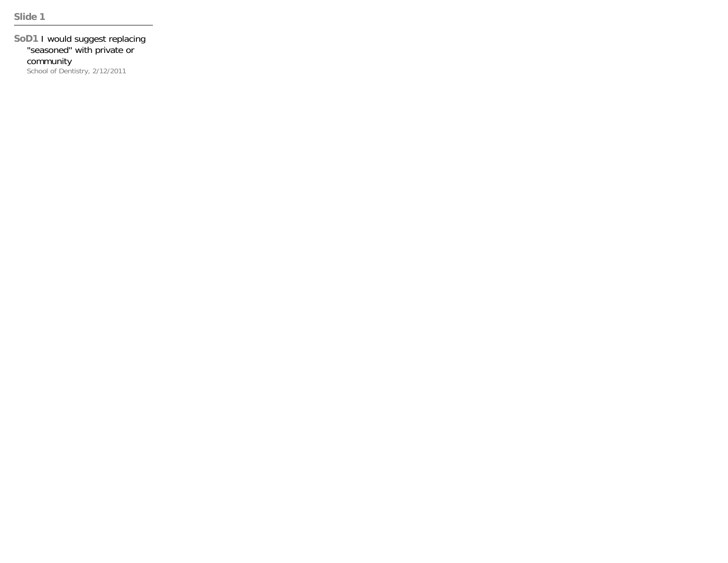**Slide 1**

---

**SoD1** I would suggest replacing "seasoned" with private or community

School of Dentistry, 2/12/2011